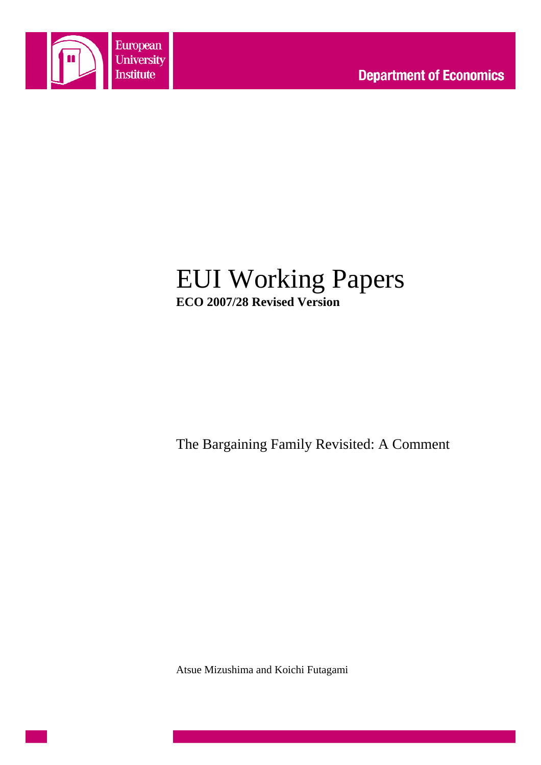European University Institute

Department of Economics

# EUI Working Papers

**ECO 2007/28 Revised Version**

The Bargaining Family Revisited: A Comment

Atsue Mizushima and Koichi Futagami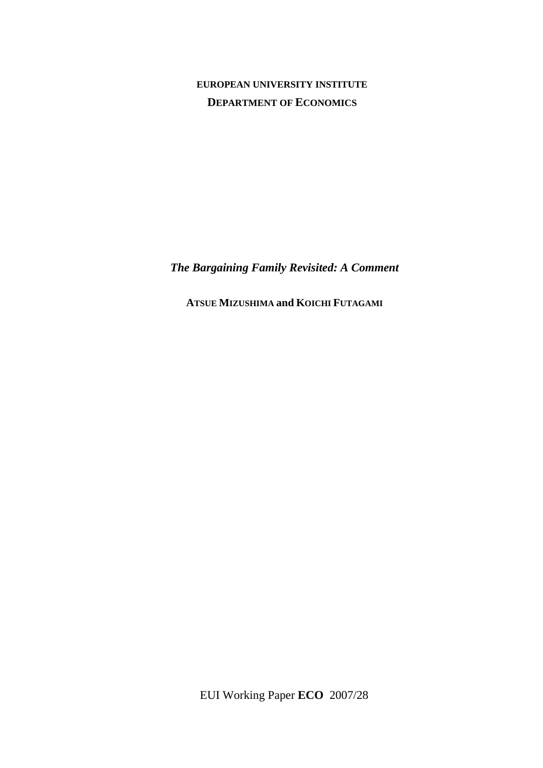**EUROPEAN UNIVERSITY INSTITUTE**

**DEPARTMENT OF ECONOMICS**

***The Bargaining Family Revisited: A Comment***

**ATSUE MIZUSHIMA and KOICHI FUTAGAMI**

EUI Working Paper **ECO** 2007/28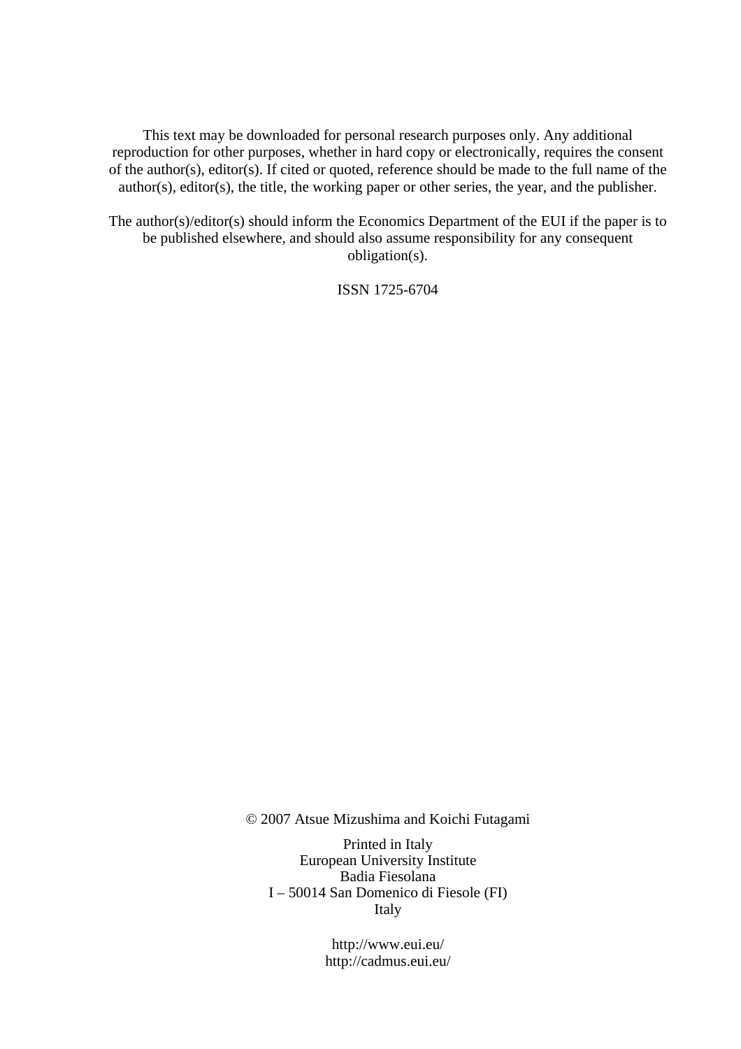This text may be downloaded for personal research purposes only. Any additional reproduction for other purposes, whether in hard copy or electronically, requires the consent of the author(s), editor(s). If cited or quoted, reference should be made to the full name of the author(s), editor(s), the title, the working paper or other series, the year, and the publisher.

The author(s)/editor(s) should inform the Economics Department of the EUI if the paper is to be published elsewhere, and should also assume responsibility for any consequent obligation(s).

ISSN 1725-6704

© 2007 Atsue Mizushima and Koichi Futagami

Printed in Italy
European University Institute
Badia Fiesolana
I – 50014 San Domenico di Fiesole (FI)
Italy

http://www.eui.eu/
http://cadmus.eui.eu/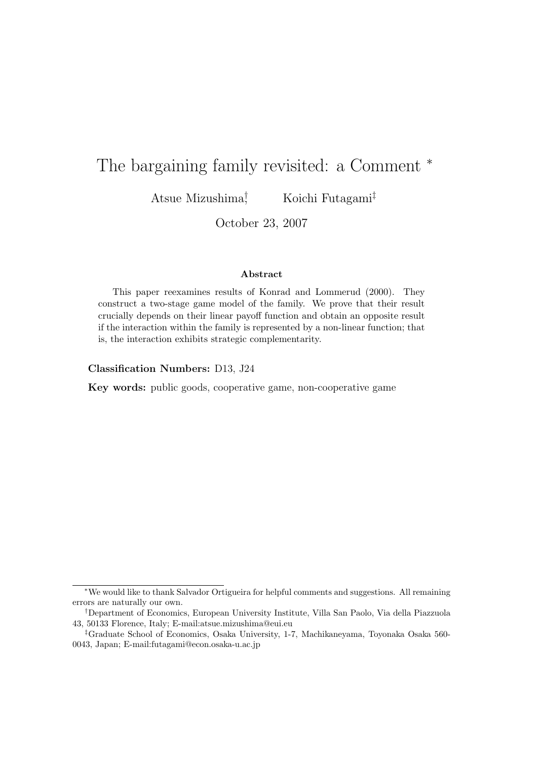# The bargaining family revisited: a Comment *

Atsue Mizushima[†] Koichi Futagami[‡]

October 23, 2007

### Abstract

This paper reexamines results of Konrad and Lommerud (2000). They construct a two-stage game model of the family. We prove that their result crucially depends on their linear payoff function and obtain an opposite result if the interaction within the family is represented by a non-linear function; that is, the interaction exhibits strategic complementarity.

**Classification Numbers:** D13, J24

**Key words:** public goods, cooperative game, non-cooperative game

---

*We would like to thank Salvador Ortigueira for helpful comments and suggestions. All remaining errors are naturally our own.

†Department of Economics, European University Institute, Villa San Paolo, Via della Piazzuola 43, 50133 Florence, Italy; E-mail:atsue.mizushima@eui.eu

‡Graduate School of Economics, Osaka University, 1-7, Machikaneyama, Toyonaka Osaka 560-0043, Japan; E-mail:futagami@econ.osaka-u.ac.jp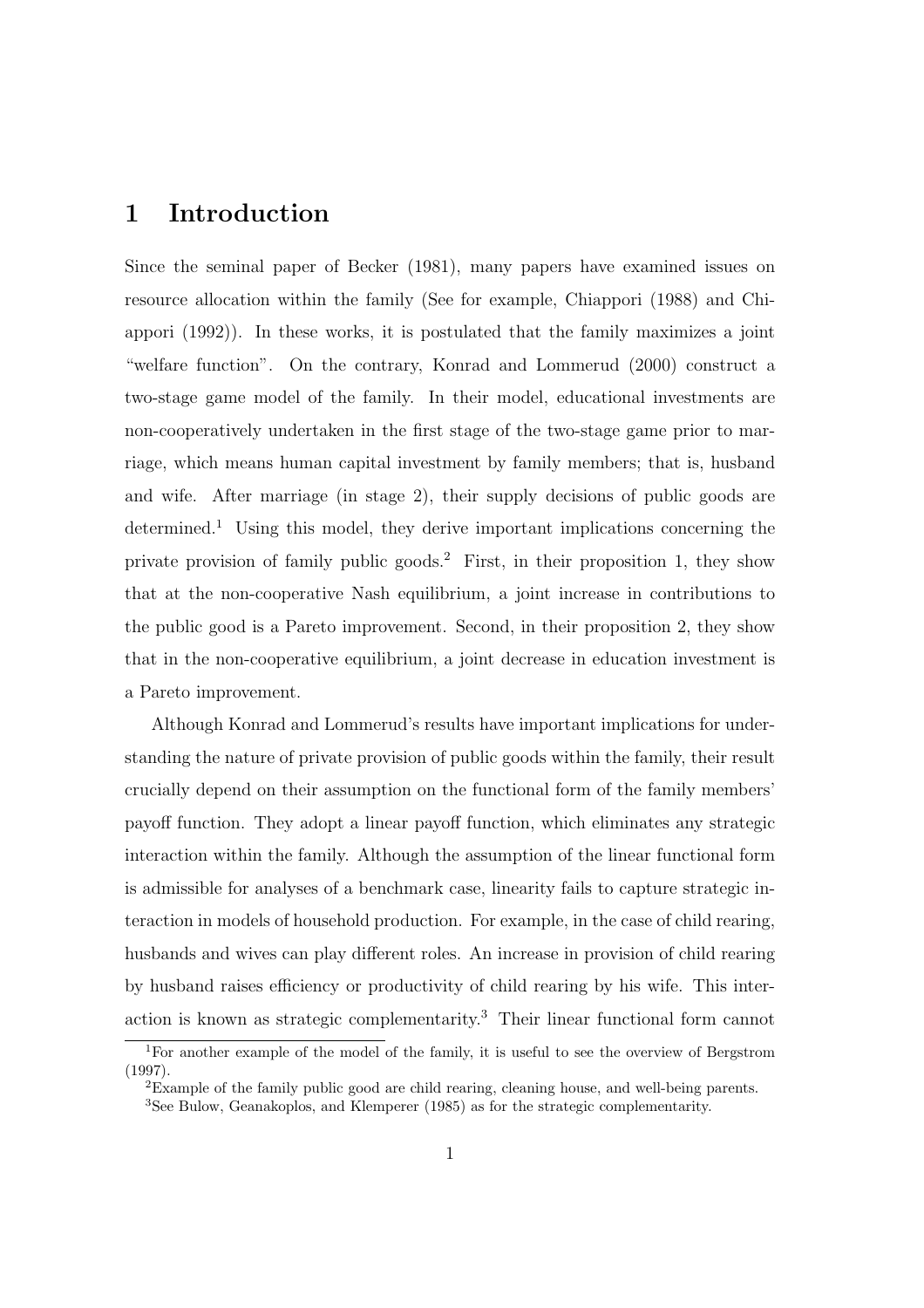# 1 Introduction

Since the seminal paper of Becker (1981), many papers have examined issues on resource allocation within the family (See for example, Chiappori (1988) and Chiappori (1992)). In these works, it is postulated that the family maximizes a joint "welfare function". On the contrary, Konrad and Lommerud (2000) construct a two-stage game model of the family. In their model, educational investments are non-cooperatively undertaken in the first stage of the two-stage game prior to marriage, which means human capital investment by family members; that is, husband and wife. After marriage (in stage 2), their supply decisions of public goods are determined.[1] Using this model, they derive important implications concerning the private provision of family public goods.[2] First, in their proposition 1, they show that at the non-cooperative Nash equilibrium, a joint increase in contributions to the public good is a Pareto improvement. Second, in their proposition 2, they show that in the non-cooperative equilibrium, a joint decrease in education investment is a Pareto improvement.

Although Konrad and Lommerud's results have important implications for understanding the nature of private provision of public goods within the family, their result crucially depend on their assumption on the functional form of the family members' payoff function. They adopt a linear payoff function, which eliminates any strategic interaction within the family. Although the assumption of the linear functional form is admissible for analyses of a benchmark case, linearity fails to capture strategic interaction in models of household production. For example, in the case of child rearing, husbands and wives can play different roles. An increase in provision of child rearing by husband raises efficiency or productivity of child rearing by his wife. This interaction is known as strategic complementarity.[3] Their linear functional form cannot

[1]For another example of the model of the family, it is useful to see the overview of Bergstrom (1997).

[2]Example of the family public good are child rearing, cleaning house, and well-being parents.

[3]See Bulow, Geanakoplos, and Klemperer (1985) as for the strategic complementarity.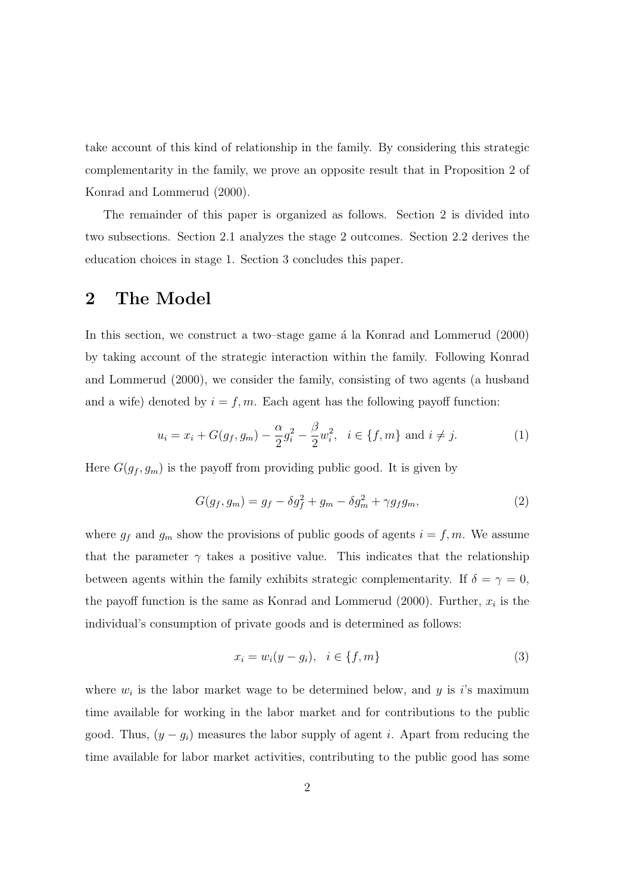take account of this kind of relationship in the family. By considering this strategic complementarity in the family, we prove an opposite result that in Proposition 2 of Konrad and Lommerud (2000).

The remainder of this paper is organized as follows. Section 2 is divided into two subsections. Section 2.1 analyzes the stage 2 outcomes. Section 2.2 derives the education choices in stage 1. Section 3 concludes this paper.

# 2 The Model

In this section, we construct a two–stage game á la Konrad and Lommerud (2000) by taking account of the strategic interaction within the family. Following Konrad and Lommerud (2000), we consider the family, consisting of two agents (a husband and a wife) denoted by $i = f, m$. Each agent has the following payoff function:

$$u_i = x_i + G(g_f, g_m) - \frac{\alpha}{2} g_i^2 - \frac{\beta}{2} w_i^2, \quad i \in \{f, m\} \text{ and } i \neq j. \tag{1}$$

Here $G(g_f, g_m)$ is the payoff from providing public good. It is given by

$$G(g_f, g_m) = g_f - \delta g_f^2 + g_m - \delta g_m^2 + \gamma g_f g_m, \tag{2}$$

where $g_f$ and $g_m$ show the provisions of public goods of agents $i = f, m$. We assume that the parameter $\gamma$ takes a positive value. This indicates that the relationship between agents within the family exhibits strategic complementarity. If $\delta = \gamma = 0$, the payoff function is the same as Konrad and Lommerud (2000). Further, $x_i$ is the individual's consumption of private goods and is determined as follows:

$$x_i = w_i(y - g_i), \quad i \in \{f, m\} \tag{3}$$

where $w_i$ is the labor market wage to be determined below, and $y$ is $i$'s maximum time available for working in the labor market and for contributions to the public good. Thus, $(y - g_i)$ measures the labor supply of agent $i$. Apart from reducing the time available for labor market activities, contributing to the public good has some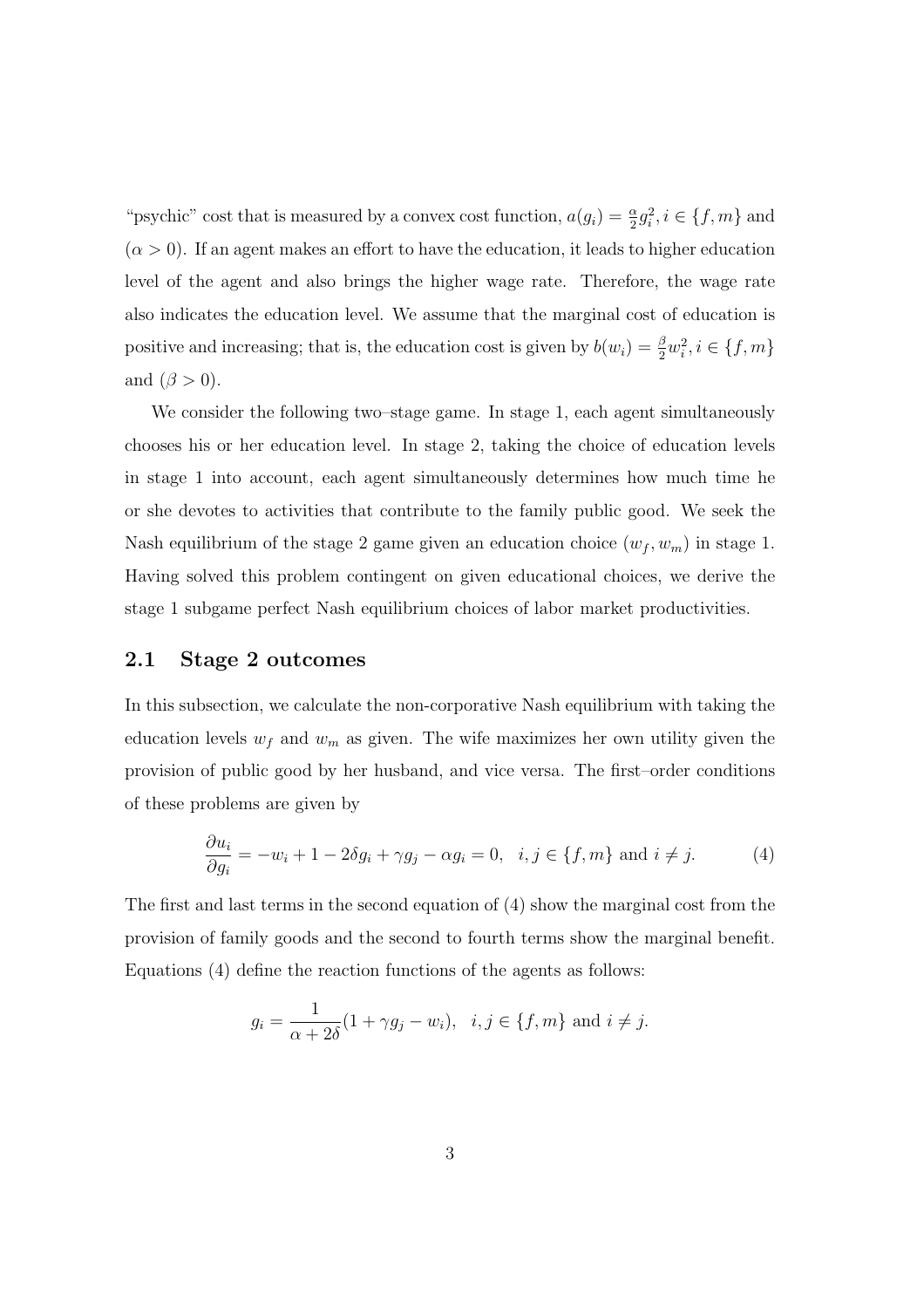"psychic" cost that is measured by a convex cost function, $a(g_i) = \frac{\alpha}{2} g_i^2, i \in \{f, m\}$ and $(\alpha > 0)$. If an agent makes an effort to have the education, it leads to higher education level of the agent and also brings the higher wage rate. Therefore, the wage rate also indicates the education level. We assume that the marginal cost of education is positive and increasing; that is, the education cost is given by $b(w_i) = \frac{\beta}{2} w_i^2, i \in \{f, m\}$ and $(\beta > 0)$.

We consider the following two–stage game. In stage 1, each agent simultaneously chooses his or her education level. In stage 2, taking the choice of education levels in stage 1 into account, each agent simultaneously determines how much time he or she devotes to activities that contribute to the family public good. We seek the Nash equilibrium of the stage 2 game given an education choice $(w_f, w_m)$ in stage 1. Having solved this problem contingent on given educational choices, we derive the stage 1 subgame perfect Nash equilibrium choices of labor market productivities.

## 2.1 Stage 2 outcomes

In this subsection, we calculate the non-corporative Nash equilibrium with taking the education levels $w_f$ and $w_m$ as given. The wife maximizes her own utility given the provision of public good by her husband, and vice versa. The first–order conditions of these problems are given by

$$\frac{\partial u_i}{\partial g_i} = -w_i + 1 - 2\delta g_i + \gamma g_j - \alpha g_i = 0, \quad i, j \in \{f, m\} \text{ and } i \neq j. \tag{4}$$

The first and last terms in the second equation of (4) show the marginal cost from the provision of family goods and the second to fourth terms show the marginal benefit. Equations (4) define the reaction functions of the agents as follows:

$$g_i = \frac{1}{\alpha + 2\delta}(1 + \gamma g_j - w_i), \quad i, j \in \{f, m\} \text{ and } i \neq j.$$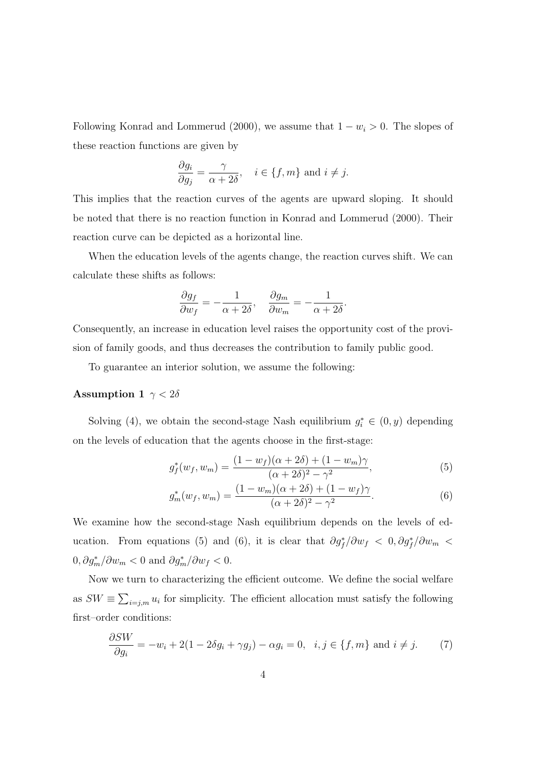Following Konrad and Lommerud (2000), we assume that $1 - w_i > 0$. The slopes of these reaction functions are given by

$$\frac{\partial g_i}{\partial g_j} = \frac{\gamma}{\alpha + 2\delta}, \quad i \in \{f, m\} \text{ and } i \neq j.$$

This implies that the reaction curves of the agents are upward sloping. It should be noted that there is no reaction function in Konrad and Lommerud (2000). Their reaction curve can be depicted as a horizontal line.

When the education levels of the agents change, the reaction curves shift. We can calculate these shifts as follows:

$$\frac{\partial g_f}{\partial w_f} = -\frac{1}{\alpha + 2\delta}, \quad \frac{\partial g_m}{\partial w_m} = -\frac{1}{\alpha + 2\delta}.$$

Consequently, an increase in education level raises the opportunity cost of the provision of family goods, and thus decreases the contribution to family public good.

To guarantee an interior solution, we assume the following:

**Assumption 1** $\gamma < 2\delta$

Solving (4), we obtain the second-stage Nash equilibrium $g_i^* \in (0, y)$ depending on the levels of education that the agents choose in the first-stage:

$$g_f^*(w_f, w_m) = \frac{(1 - w_f)(\alpha + 2\delta) + (1 - w_m)\gamma}{(\alpha + 2\delta)^2 - \gamma^2}, \tag{5}$$

$$g_m^*(w_f, w_m) = \frac{(1 - w_m)(\alpha + 2\delta) + (1 - w_f)\gamma}{(\alpha + 2\delta)^2 - \gamma^2}. \tag{6}$$

We examine how the second-stage Nash equilibrium depends on the levels of education. From equations (5) and (6), it is clear that $\partial g_f^*/\partial w_f < 0, \partial g_f^*/\partial w_m < 0, \partial g_m^*/\partial w_m < 0$ and $\partial g_m^*/\partial w_f < 0$.

Now we turn to characterizing the efficient outcome. We define the social welfare as $SW \equiv \sum_{i=j,m} u_i$ for simplicity. The efficient allocation must satisfy the following first–order conditions:

$$\frac{\partial SW}{\partial g_i} = -w_i + 2(1 - 2\delta g_i + \gamma g_j) - \alpha g_i = 0, \quad i, j \in \{f, m\} \text{ and } i \neq j. \tag{7}$$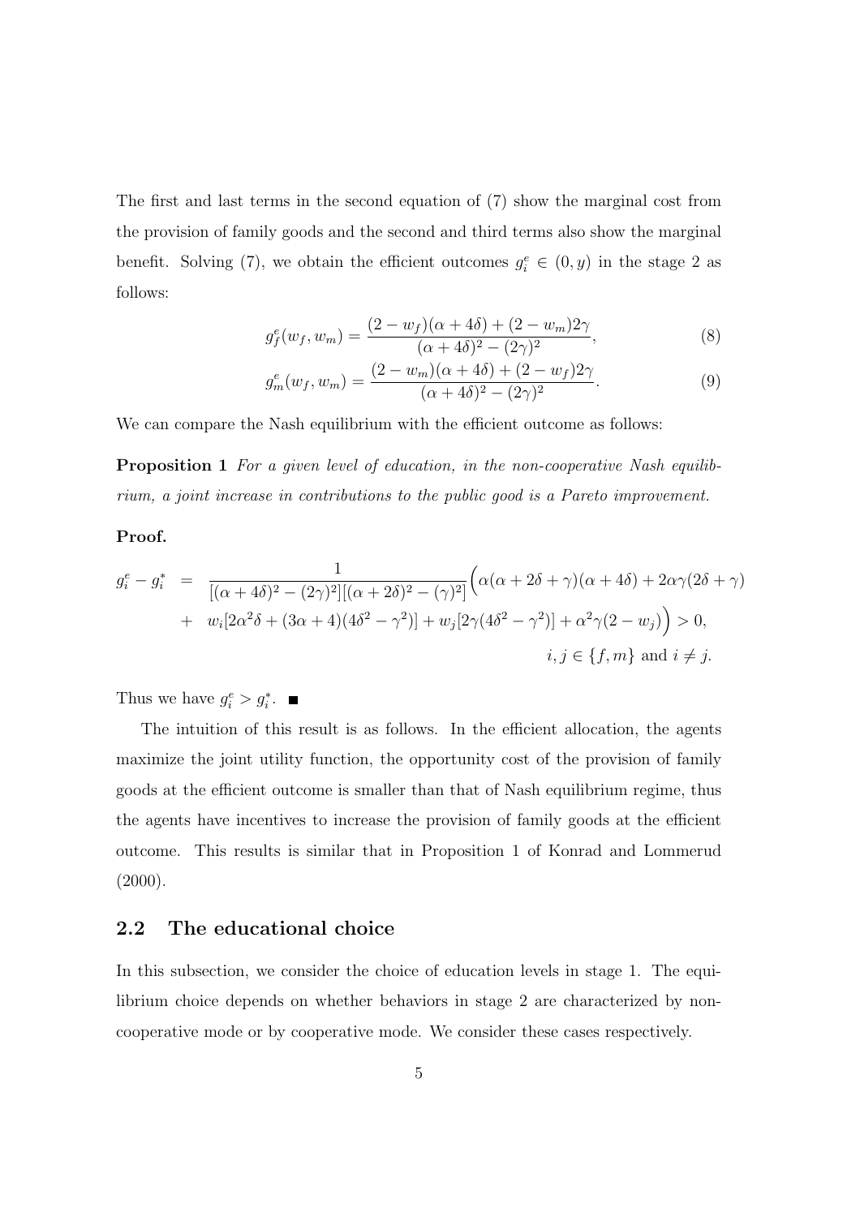The first and last terms in the second equation of (7) show the marginal cost from the provision of family goods and the second and third terms also show the marginal benefit. Solving (7), we obtain the efficient outcomes $g_i^e \in (0, y)$ in the stage 2 as follows:

$$g_f^e(w_f, w_m) = \frac{(2 - w_f)(\alpha + 4\delta) + (2 - w_m)2\gamma}{(\alpha + 4\delta)^2 - (2\gamma)^2}, \tag{8}$$

$$g_m^e(w_f, w_m) = \frac{(2 - w_m)(\alpha + 4\delta) + (2 - w_f)2\gamma}{(\alpha + 4\delta)^2 - (2\gamma)^2}. \tag{9}$$

We can compare the Nash equilibrium with the efficient outcome as follows:

**Proposition 1** *For a given level of education, in the non-cooperative Nash equilibrium, a joint increase in contributions to the public good is a Pareto improvement.*

**Proof.**

$$\begin{aligned} g_i^e - g_i^* &= \frac{1}{[(\alpha + 4\delta)^2 - (2\gamma)^2][(\alpha + 2\delta)^2 - (\gamma)^2]}\Big(\alpha(\alpha + 2\delta + \gamma)(\alpha + 4\delta) + 2\alpha\gamma(2\delta + \gamma) \\ &+ w_i[2\alpha^2\delta + (3\alpha + 4)(4\delta^2 - \gamma^2)] + w_j[2\gamma(4\delta^2 - \gamma^2)] + \alpha^2\gamma(2 - w_j)\Big) > 0, \\ & \qquad\qquad\qquad\qquad\qquad\qquad\qquad\qquad\qquad\qquad i, j \in \{f, m\} \text{ and } i \neq j. \end{aligned}$$

Thus we have $g_i^e > g_i^*$. ■

The intuition of this result is as follows. In the efficient allocation, the agents maximize the joint utility function, the opportunity cost of the provision of family goods at the efficient outcome is smaller than that of Nash equilibrium regime, thus the agents have incentives to increase the provision of family goods at the efficient outcome. This results is similar that in Proposition 1 of Konrad and Lommerud (2000).

## 2.2 The educational choice

In this subsection, we consider the choice of education levels in stage 1. The equilibrium choice depends on whether behaviors in stage 2 are characterized by non-cooperative mode or by cooperative mode. We consider these cases respectively.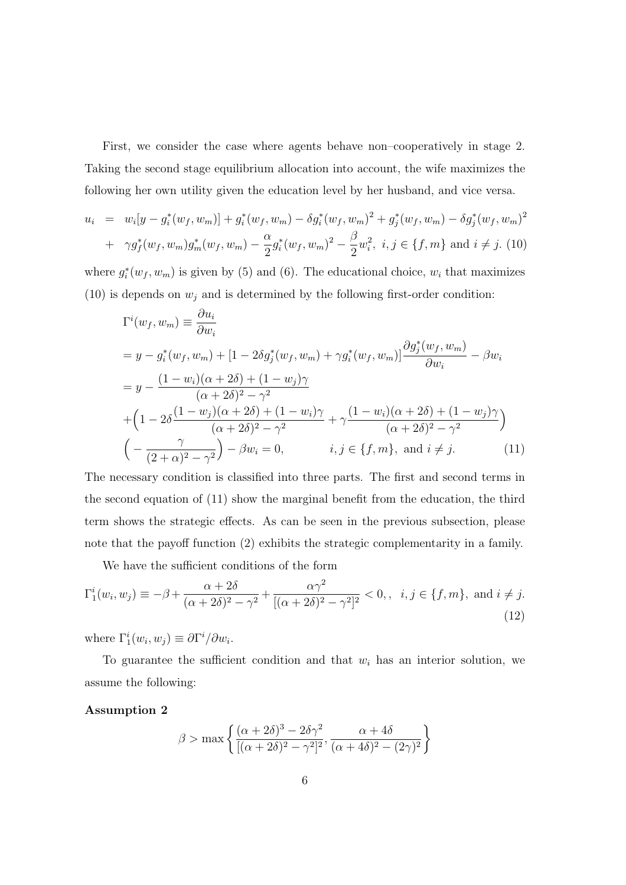First, we consider the case where agents behave non–cooperatively in stage 2. Taking the second stage equilibrium allocation into account, the wife maximizes the following her own utility given the education level by her husband, and vice versa.

$$
\begin{aligned}
u_i &= w_i[y - g_i^*(w_f, w_m)] + g_i^*(w_f, w_m) - \delta g_i^*(w_f, w_m)^2 + g_j^*(w_f, w_m) - \delta g_j^*(w_f, w_m)^2 \\
&+ \gamma g_f^*(w_f, w_m) g_m^*(w_f, w_m) - \frac{\alpha}{2} g_i^*(w_f, w_m)^2 - \frac{\beta}{2} w_i^2, \ i, j \in \{f, m\} \text{ and } i \neq j. \quad (10)
\end{aligned}
$$

where $g_i^*(w_f, w_m)$ is given by (5) and (6). The educational choice, $w_i$ that maximizes (10) is depends on $w_j$ and is determined by the following first-order condition:

$$
\begin{aligned}
&\Gamma^i(w_f, w_m) \equiv \frac{\partial u_i}{\partial w_i} \\
&= y - g_i^*(w_f, w_m) + [1 - 2\delta g_j^*(w_f, w_m) + \gamma g_i^*(w_f, w_m)] \frac{\partial g_j^*(w_f, w_m)}{\partial w_i} - \beta w_i \\
&= y - \frac{(1 - w_i)(\alpha + 2\delta) + (1 - w_j)\gamma}{(\alpha + 2\delta)^2 - \gamma^2} \\
&+ \Big(1 - 2\delta \frac{(1 - w_j)(\alpha + 2\delta) + (1 - w_i)\gamma}{(\alpha + 2\delta)^2 - \gamma^2} + \gamma \frac{(1 - w_i)(\alpha + 2\delta) + (1 - w_j)\gamma}{(\alpha + 2\delta)^2 - \gamma^2}\Big) \\
&\Big(- \frac{\gamma}{(2 + \alpha)^2 - \gamma^2}\Big) - \beta w_i = 0, \qquad i, j \in \{f, m\}, \text{ and } i \neq j. \quad (11)
\end{aligned}
$$

The necessary condition is classified into three parts. The first and second terms in the second equation of (11) show the marginal benefit from the education, the third term shows the strategic effects. As can be seen in the previous subsection, please note that the payoff function (2) exhibits the strategic complementarity in a family.

We have the sufficient conditions of the form

$$
\Gamma_1^i(w_i, w_j) \equiv -\beta + \frac{\alpha + 2\delta}{(\alpha + 2\delta)^2 - \gamma^2} + \frac{\alpha\gamma^2}{[(\alpha + 2\delta)^2 - \gamma^2]^2} < 0, , \quad i, j \in \{f, m\}, \text{ and } i \neq j. \quad (12)
$$

where $\Gamma_1^i(w_i, w_j) \equiv \partial \Gamma^i / \partial w_i$.

To guarantee the sufficient condition and that $w_i$ has an interior solution, we assume the following:

**Assumption 2**

$$
\beta > \max \left\{ \frac{(\alpha + 2\delta)^3 - 2\delta\gamma^2}{[(\alpha + 2\delta)^2 - \gamma^2]^2}, \frac{\alpha + 4\delta}{(\alpha + 4\delta)^2 - (2\gamma)^2} \right\}
$$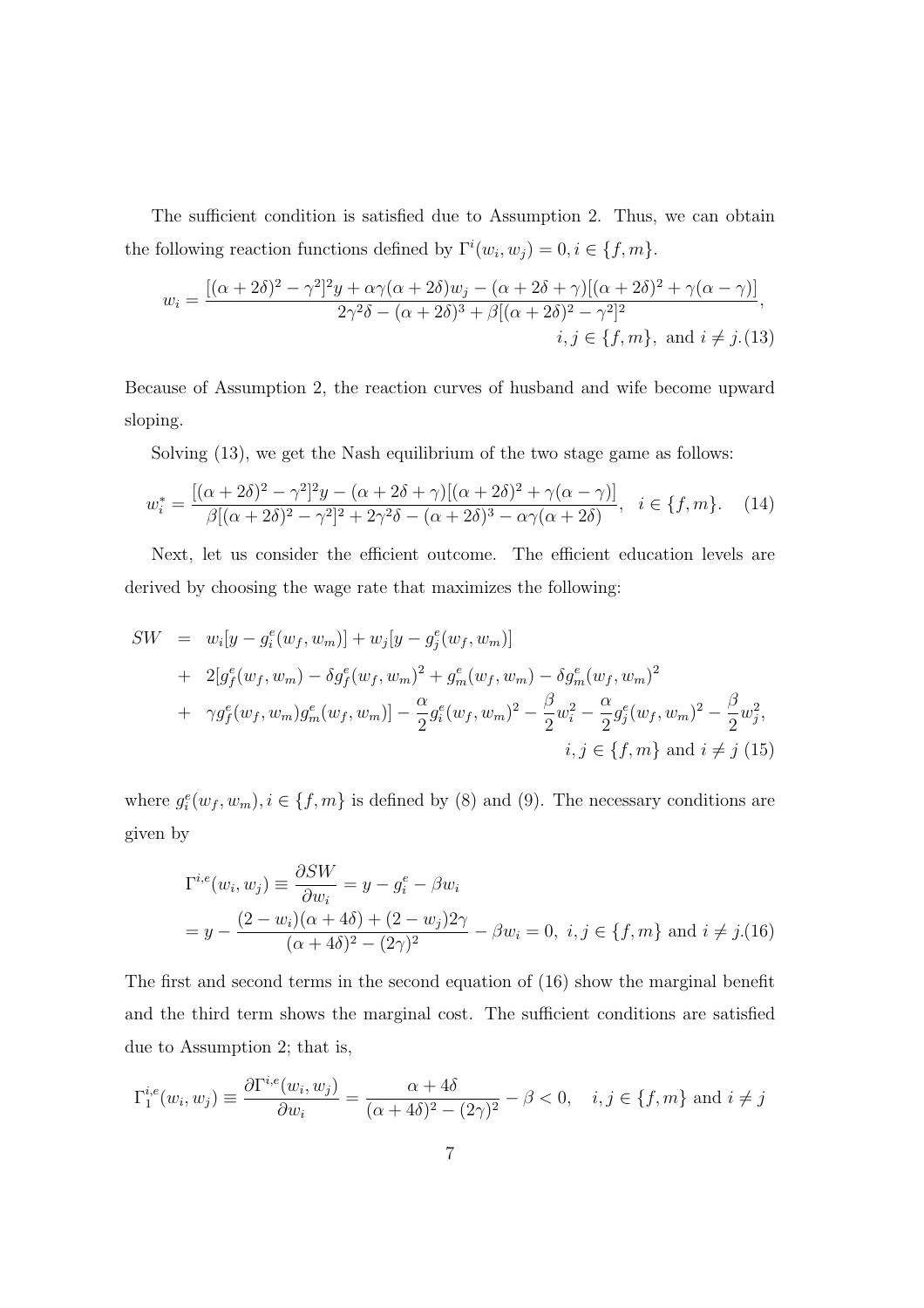The sufficient condition is satisfied due to Assumption 2. Thus, we can obtain the following reaction functions defined by $\Gamma^i(w_i, w_j) = 0, i \in \{f, m\}$.

$$w_i = \frac{[(\alpha+2\delta)^2 - \gamma^2]^2 y + \alpha\gamma(\alpha+2\delta)w_j - (\alpha+2\delta+\gamma)[(\alpha+2\delta)^2 + \gamma(\alpha-\gamma)]}{2\gamma^2\delta - (\alpha+2\delta)^3 + \beta[(\alpha+2\delta)^2 - \gamma^2]^2},$$
$$i, j \in \{f, m\}, \text{ and } i \neq j. \quad (13)$$

Because of Assumption 2, the reaction curves of husband and wife become upward sloping.

Solving (13), we get the Nash equilibrium of the two stage game as follows:

$$w_i^* = \frac{[(\alpha+2\delta)^2 - \gamma^2]^2 y - (\alpha+2\delta+\gamma)[(\alpha+2\delta)^2 + \gamma(\alpha-\gamma)]}{\beta[(\alpha+2\delta)^2 - \gamma^2]^2 + 2\gamma^2\delta - (\alpha+2\delta)^3 - \alpha\gamma(\alpha+2\delta)}, \quad i \in \{f, m\}. \quad (14)$$

Next, let us consider the efficient outcome. The efficient education levels are derived by choosing the wage rate that maximizes the following:

$$\begin{aligned}
SW &= w_i[y - g_i^e(w_f, w_m)] + w_j[y - g_j^e(w_f, w_m)] \\
&+ 2[g_f^e(w_f, w_m) - \delta g_f^e(w_f, w_m)^2 + g_m^e(w_f, w_m) - \delta g_m^e(w_f, w_m)^2 \\
&+ \gamma g_f^e(w_f, w_m) g_m^e(w_f, w_m)] - \frac{\alpha}{2} g_i^e(w_f, w_m)^2 - \frac{\beta}{2} w_i^2 - \frac{\alpha}{2} g_j^e(w_f, w_m)^2 - \frac{\beta}{2} w_j^2, \\
&\qquad i, j \in \{f, m\} \text{ and } i \neq j \quad (15)
\end{aligned}$$

where $g_i^e(w_f, w_m), i \in \{f, m\}$ is defined by (8) and (9). The necessary conditions are given by

$$\begin{aligned}
\Gamma^{i,e}(w_i, w_j) &\equiv \frac{\partial SW}{\partial w_i} = y - g_i^e - \beta w_i \\
&= y - \frac{(2 - w_i)(\alpha + 4\delta) + (2 - w_j)2\gamma}{(\alpha + 4\delta)^2 - (2\gamma)^2} - \beta w_i = 0, \; i, j \in \{f, m\} \text{ and } i \neq j. \quad (16)
\end{aligned}$$

The first and second terms in the second equation of (16) show the marginal benefit and the third term shows the marginal cost. The sufficient conditions are satisfied due to Assumption 2; that is,

$$\Gamma_1^{i,e}(w_i, w_j) \equiv \frac{\partial \Gamma^{i,e}(w_i, w_j)}{\partial w_i} = \frac{\alpha + 4\delta}{(\alpha + 4\delta)^2 - (2\gamma)^2} - \beta < 0, \quad i, j \in \{f, m\} \text{ and } i \neq j$$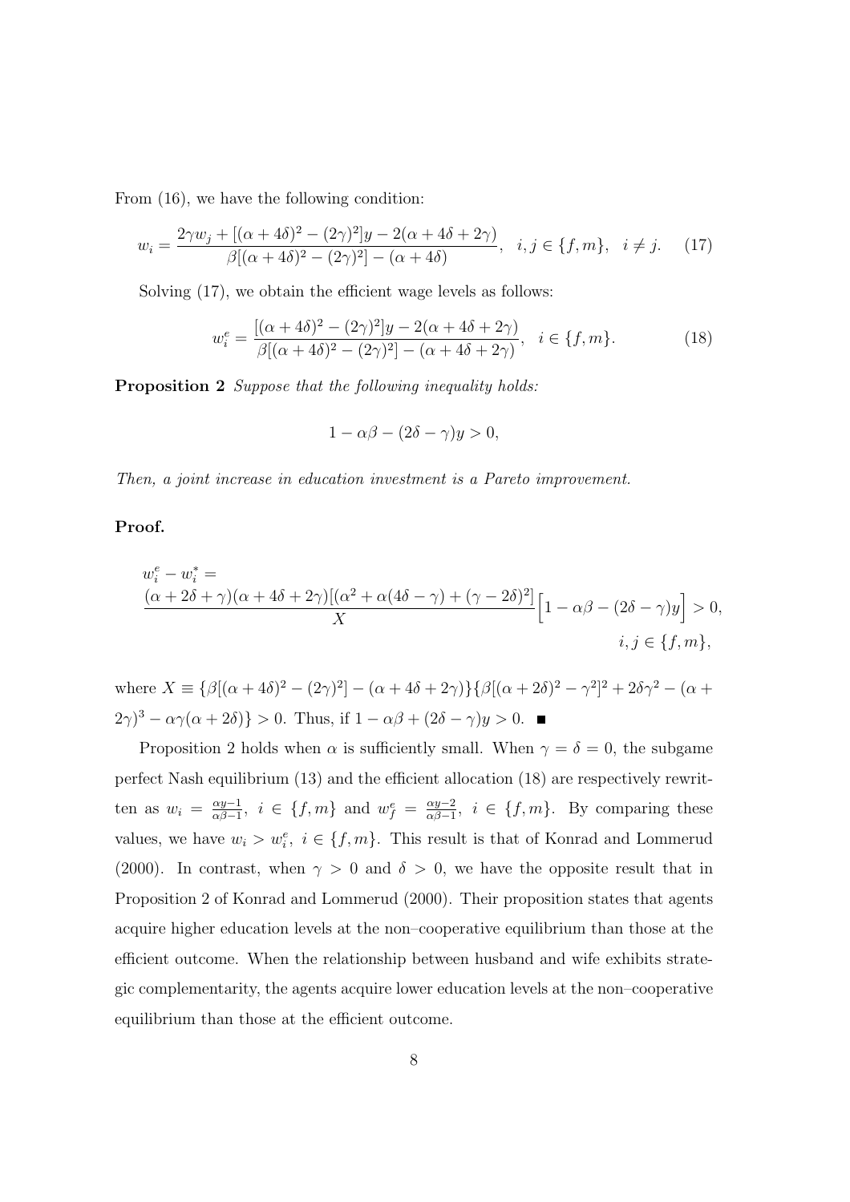From (16), we have the following condition:

$$w_i = \frac{2\gamma w_j + [(\alpha + 4\delta)^2 - (2\gamma)^2]y - 2(\alpha + 4\delta + 2\gamma)}{\beta[(\alpha + 4\delta)^2 - (2\gamma)^2] - (\alpha + 4\delta)}, \quad i, j \in \{f, m\}, \quad i \neq j. \tag{17}$$

Solving (17), we obtain the efficient wage levels as follows:

$$w_i^e = \frac{[(\alpha + 4\delta)^2 - (2\gamma)^2]y - 2(\alpha + 4\delta + 2\gamma)}{\beta[(\alpha + 4\delta)^2 - (2\gamma)^2] - (\alpha + 4\delta + 2\gamma)}, \quad i \in \{f, m\}. \tag{18}$$

**Proposition 2** *Suppose that the following inequality holds:*

$$1 - \alpha\beta - (2\delta - \gamma)y > 0,$$

*Then, a joint increase in education investment is a Pareto improvement.*

**Proof.**

$$w_i^e - w_i^* = \frac{(\alpha + 2\delta + \gamma)(\alpha + 4\delta + 2\gamma)[(\alpha^2 + \alpha(4\delta - \gamma) + (\gamma - 2\delta)^2]}{X}\Big[1 - \alpha\beta - (2\delta - \gamma)y\Big] > 0, \quad i, j \in \{f, m\},$$

where $X \equiv \{\beta[(\alpha + 4\delta)^2 - (2\gamma)^2] - (\alpha + 4\delta + 2\gamma)\}\{\beta[(\alpha + 2\delta)^2 - \gamma^2]^2 + 2\delta\gamma^2 - (\alpha + 2\gamma)^3 - \alpha\gamma(\alpha + 2\delta)\} > 0$. Thus, if $1 - \alpha\beta + (2\delta - \gamma)y > 0$. ■

Proposition 2 holds when $\alpha$ is sufficiently small. When $\gamma = \delta = 0$, the subgame perfect Nash equilibrium (13) and the efficient allocation (18) are respectively rewritten as $w_i = \frac{\alpha y - 1}{\alpha\beta - 1}$, $i \in \{f, m\}$ and $w_f^e = \frac{\alpha y - 2}{\alpha\beta - 1}$, $i \in \{f, m\}$. By comparing these values, we have $w_i > w_i^e$, $i \in \{f, m\}$. This result is that of Konrad and Lommerud (2000). In contrast, when $\gamma > 0$ and $\delta > 0$, we have the opposite result that in Proposition 2 of Konrad and Lommerud (2000). Their proposition states that agents acquire higher education levels at the non–cooperative equilibrium than those at the efficient outcome. When the relationship between husband and wife exhibits strategic complementarity, the agents acquire lower education levels at the non–cooperative equilibrium than those at the efficient outcome.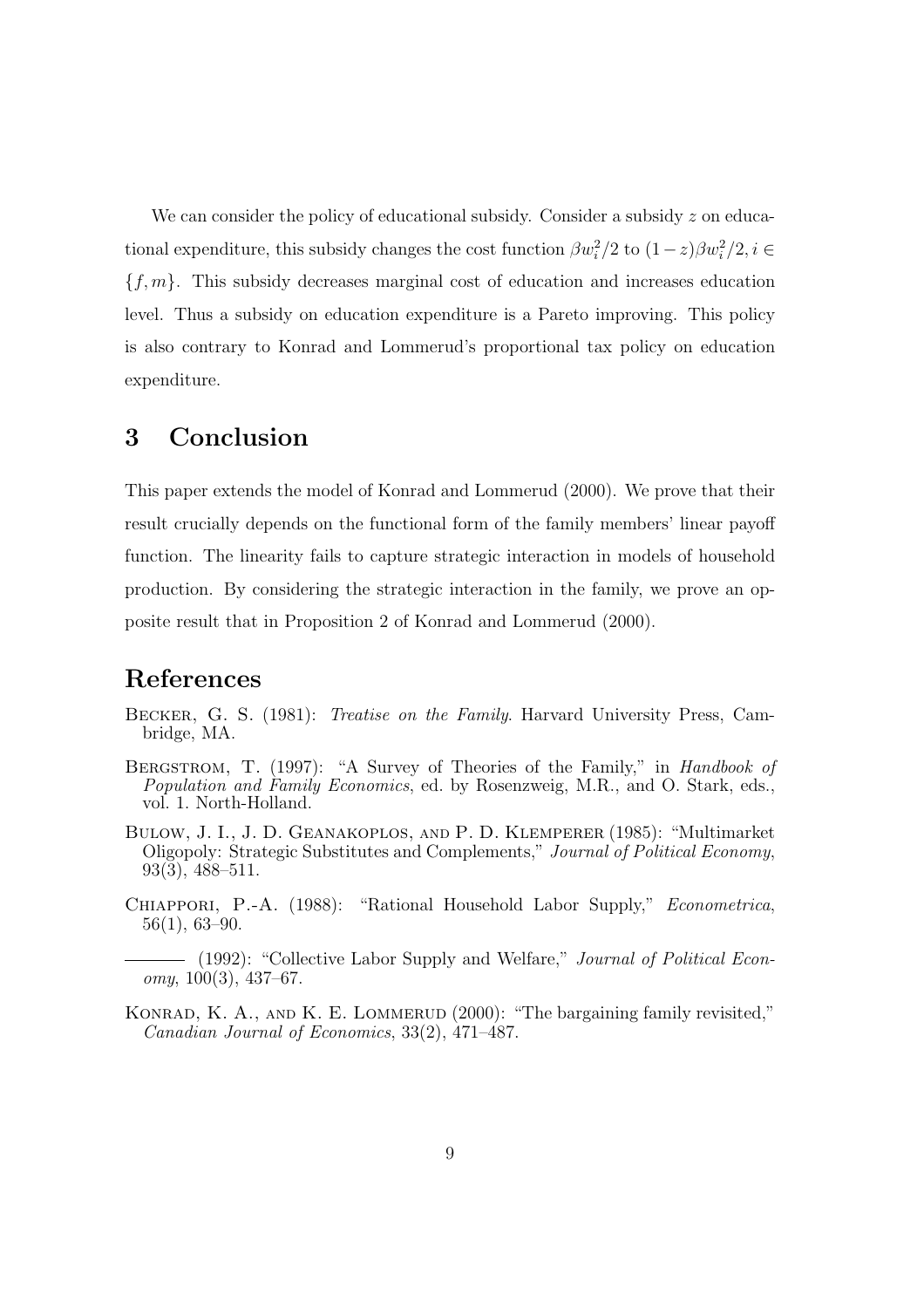We can consider the policy of educational subsidy. Consider a subsidy $z$ on educational expenditure, this subsidy changes the cost function $\beta w_i^2/2$ to $(1-z)\beta w_i^2/2, i \in \{f, m\}$. This subsidy decreases marginal cost of education and increases education level. Thus a subsidy on education expenditure is a Pareto improving. This policy is also contrary to Konrad and Lommerud's proportional tax policy on education expenditure.

## 3 Conclusion

This paper extends the model of Konrad and Lommerud (2000). We prove that their result crucially depends on the functional form of the family members' linear payoff function. The linearity fails to capture strategic interaction in models of household production. By considering the strategic interaction in the family, we prove an opposite result that in Proposition 2 of Konrad and Lommerud (2000).

## References

Becker, G. S. (1981): *Treatise on the Family*. Harvard University Press, Cambridge, MA.

Bergstrom, T. (1997): "A Survey of Theories of the Family," in *Handbook of Population and Family Economics*, ed. by Rosenzweig, M.R., and O. Stark, eds., vol. 1. North-Holland.

Bulow, J. I., J. D. Geanakoplos, and P. D. Klemperer (1985): "Multimarket Oligopoly: Strategic Substitutes and Complements," *Journal of Political Economy*, 93(3), 488–511.

Chiappori, P.-A. (1988): "Rational Household Labor Supply," *Econometrica*, 56(1), 63–90.

——— (1992): "Collective Labor Supply and Welfare," *Journal of Political Economy*, 100(3), 437–67.

Konrad, K. A., and K. E. Lommerud (2000): "The bargaining family revisited," *Canadian Journal of Economics*, 33(2), 471–487.